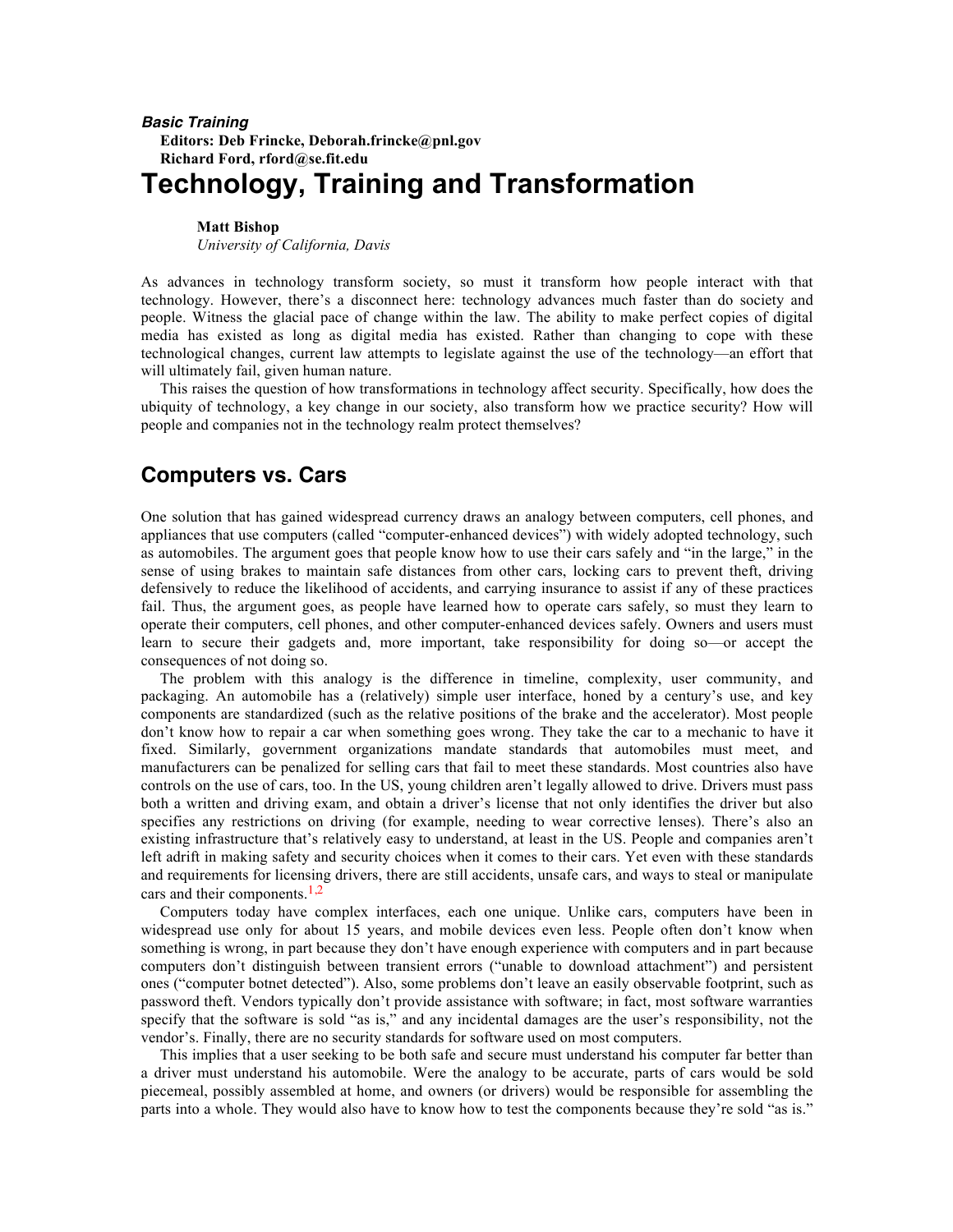***Basic Training***

**Editors: Deb Frincke, Deborah.frincke@pnl.gov**
**Richard Ford, rford@se.fit.edu**

# Technology, Training and Transformation

**Matt Bishop**
*University of California, Davis*

As advances in technology transform society, so must it transform how people interact with that technology. However, there's a disconnect here: technology advances much faster than do society and people. Witness the glacial pace of change within the law. The ability to make perfect copies of digital media has existed as long as digital media has existed. Rather than changing to cope with these technological changes, current law attempts to legislate against the use of the technology—an effort that will ultimately fail, given human nature.

This raises the question of how transformations in technology affect security. Specifically, how does the ubiquity of technology, a key change in our society, also transform how we practice security? How will people and companies not in the technology realm protect themselves?

## Computers vs. Cars

One solution that has gained widespread currency draws an analogy between computers, cell phones, and appliances that use computers (called "computer-enhanced devices") with widely adopted technology, such as automobiles. The argument goes that people know how to use their cars safely and "in the large," in the sense of using brakes to maintain safe distances from other cars, locking cars to prevent theft, driving defensively to reduce the likelihood of accidents, and carrying insurance to assist if any of these practices fail. Thus, the argument goes, as people have learned how to operate cars safely, so must they learn to operate their computers, cell phones, and other computer-enhanced devices safely. Owners and users must learn to secure their gadgets and, more important, take responsibility for doing so—or accept the consequences of not doing so.

The problem with this analogy is the difference in timeline, complexity, user community, and packaging. An automobile has a (relatively) simple user interface, honed by a century's use, and key components are standardized (such as the relative positions of the brake and the accelerator). Most people don't know how to repair a car when something goes wrong. They take the car to a mechanic to have it fixed. Similarly, government organizations mandate standards that automobiles must meet, and manufacturers can be penalized for selling cars that fail to meet these standards. Most countries also have controls on the use of cars, too. In the US, young children aren't legally allowed to drive. Drivers must pass both a written and driving exam, and obtain a driver's license that not only identifies the driver but also specifies any restrictions on driving (for example, needing to wear corrective lenses). There's also an existing infrastructure that's relatively easy to understand, at least in the US. People and companies aren't left adrift in making safety and security choices when it comes to their cars. Yet even with these standards and requirements for licensing drivers, there are still accidents, unsafe cars, and ways to steal or manipulate cars and their components.[1,2]

Computers today have complex interfaces, each one unique. Unlike cars, computers have been in widespread use only for about 15 years, and mobile devices even less. People often don't know when something is wrong, in part because they don't have enough experience with computers and in part because computers don't distinguish between transient errors ("unable to download attachment") and persistent ones ("computer botnet detected"). Also, some problems don't leave an easily observable footprint, such as password theft. Vendors typically don't provide assistance with software; in fact, most software warranties specify that the software is sold "as is," and any incidental damages are the user's responsibility, not the vendor's. Finally, there are no security standards for software used on most computers.

This implies that a user seeking to be both safe and secure must understand his computer far better than a driver must understand his automobile. Were the analogy to be accurate, parts of cars would be sold piecemeal, possibly assembled at home, and owners (or drivers) would be responsible for assembling the parts into a whole. They would also have to know how to test the components because they're sold "as is."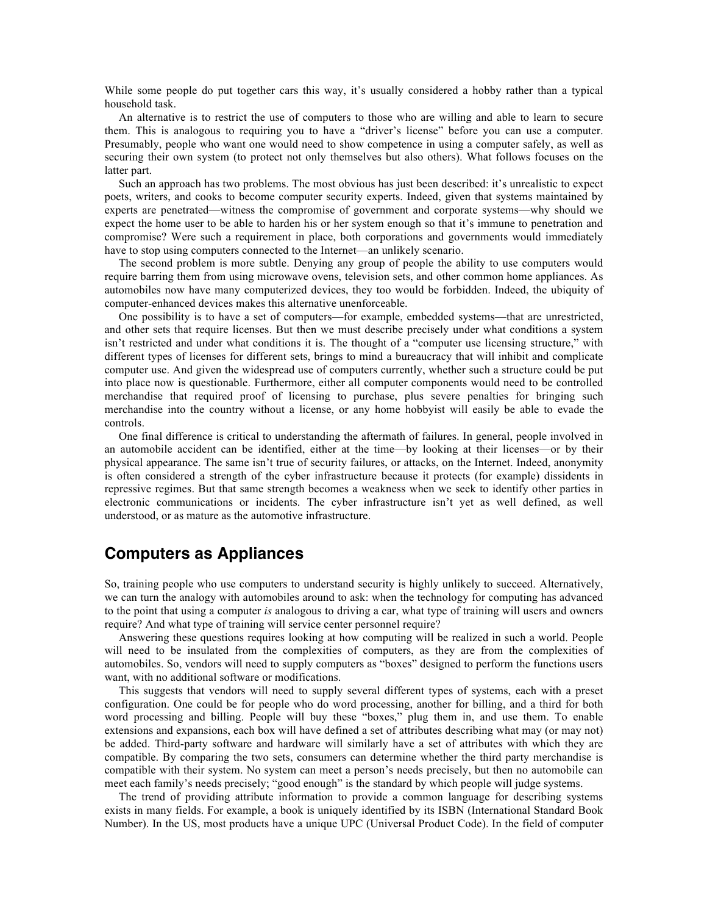While some people do put together cars this way, it's usually considered a hobby rather than a typical household task.

An alternative is to restrict the use of computers to those who are willing and able to learn to secure them. This is analogous to requiring you to have a "driver's license" before you can use a computer. Presumably, people who want one would need to show competence in using a computer safely, as well as securing their own system (to protect not only themselves but also others). What follows focuses on the latter part.

Such an approach has two problems. The most obvious has just been described: it's unrealistic to expect poets, writers, and cooks to become computer security experts. Indeed, given that systems maintained by experts are penetrated—witness the compromise of government and corporate systems—why should we expect the home user to be able to harden his or her system enough so that it's immune to penetration and compromise? Were such a requirement in place, both corporations and governments would immediately have to stop using computers connected to the Internet—an unlikely scenario.

The second problem is more subtle. Denying any group of people the ability to use computers would require barring them from using microwave ovens, television sets, and other common home appliances. As automobiles now have many computerized devices, they too would be forbidden. Indeed, the ubiquity of computer-enhanced devices makes this alternative unenforceable.

One possibility is to have a set of computers—for example, embedded systems—that are unrestricted, and other sets that require licenses. But then we must describe precisely under what conditions a system isn't restricted and under what conditions it is. The thought of a "computer use licensing structure," with different types of licenses for different sets, brings to mind a bureaucracy that will inhibit and complicate computer use. And given the widespread use of computers currently, whether such a structure could be put into place now is questionable. Furthermore, either all computer components would need to be controlled merchandise that required proof of licensing to purchase, plus severe penalties for bringing such merchandise into the country without a license, or any home hobbyist will easily be able to evade the controls.

One final difference is critical to understanding the aftermath of failures. In general, people involved in an automobile accident can be identified, either at the time—by looking at their licenses—or by their physical appearance. The same isn't true of security failures, or attacks, on the Internet. Indeed, anonymity is often considered a strength of the cyber infrastructure because it protects (for example) dissidents in repressive regimes. But that same strength becomes a weakness when we seek to identify other parties in electronic communications or incidents. The cyber infrastructure isn't yet as well defined, as well understood, or as mature as the automotive infrastructure.

## Computers as Appliances

So, training people who use computers to understand security is highly unlikely to succeed. Alternatively, we can turn the analogy with automobiles around to ask: when the technology for computing has advanced to the point that using a computer *is* analogous to driving a car, what type of training will users and owners require? And what type of training will service center personnel require?

Answering these questions requires looking at how computing will be realized in such a world. People will need to be insulated from the complexities of computers, as they are from the complexities of automobiles. So, vendors will need to supply computers as "boxes" designed to perform the functions users want, with no additional software or modifications.

This suggests that vendors will need to supply several different types of systems, each with a preset configuration. One could be for people who do word processing, another for billing, and a third for both word processing and billing. People will buy these "boxes," plug them in, and use them. To enable extensions and expansions, each box will have defined a set of attributes describing what may (or may not) be added. Third-party software and hardware will similarly have a set of attributes with which they are compatible. By comparing the two sets, consumers can determine whether the third party merchandise is compatible with their system. No system can meet a person's needs precisely, but then no automobile can meet each family's needs precisely; "good enough" is the standard by which people will judge systems.

The trend of providing attribute information to provide a common language for describing systems exists in many fields. For example, a book is uniquely identified by its ISBN (International Standard Book Number). In the US, most products have a unique UPC (Universal Product Code). In the field of computer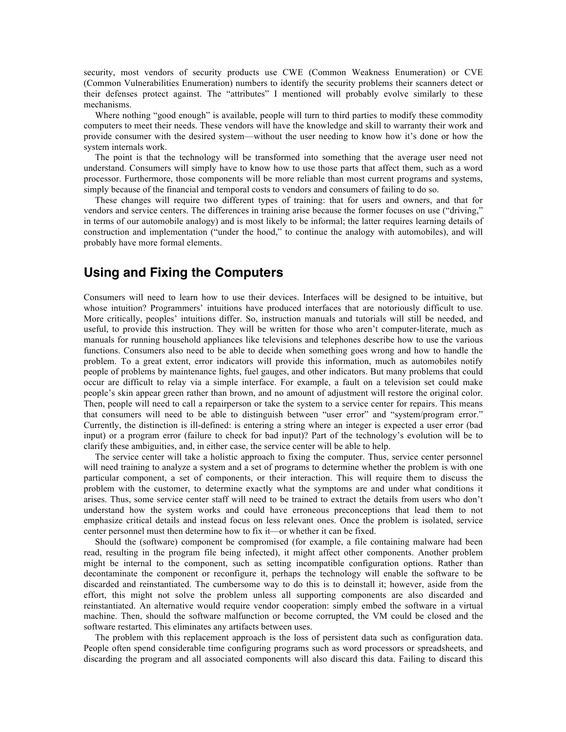security, most vendors of security products use CWE (Common Weakness Enumeration) or CVE (Common Vulnerabilities Enumeration) numbers to identify the security problems their scanners detect or their defenses protect against. The "attributes" I mentioned will probably evolve similarly to these mechanisms.

Where nothing "good enough" is available, people will turn to third parties to modify these commodity computers to meet their needs. These vendors will have the knowledge and skill to warranty their work and provide consumer with the desired system—without the user needing to know how it's done or how the system internals work.

The point is that the technology will be transformed into something that the average user need not understand. Consumers will simply have to know how to use those parts that affect them, such as a word processor. Furthermore, those components will be more reliable than most current programs and systems, simply because of the financial and temporal costs to vendors and consumers of failing to do so.

These changes will require two different types of training: that for users and owners, and that for vendors and service centers. The differences in training arise because the former focuses on use ("driving," in terms of our automobile analogy) and is most likely to be informal; the latter requires learning details of construction and implementation ("under the hood," to continue the analogy with automobiles), and will probably have more formal elements.

## Using and Fixing the Computers

Consumers will need to learn how to use their devices. Interfaces will be designed to be intuitive, but whose intuition? Programmers' intuitions have produced interfaces that are notoriously difficult to use. More critically, peoples' intuitions differ. So, instruction manuals and tutorials will still be needed, and useful, to provide this instruction. They will be written for those who aren't computer-literate, much as manuals for running household appliances like televisions and telephones describe how to use the various functions. Consumers also need to be able to decide when something goes wrong and how to handle the problem. To a great extent, error indicators will provide this information, much as automobiles notify people of problems by maintenance lights, fuel gauges, and other indicators. But many problems that could occur are difficult to relay via a simple interface. For example, a fault on a television set could make people's skin appear green rather than brown, and no amount of adjustment will restore the original color. Then, people will need to call a repairperson or take the system to a service center for repairs. This means that consumers will need to be able to distinguish between "user error" and "system/program error." Currently, the distinction is ill-defined: is entering a string where an integer is expected a user error (bad input) or a program error (failure to check for bad input)? Part of the technology's evolution will be to clarify these ambiguities, and, in either case, the service center will be able to help.

The service center will take a holistic approach to fixing the computer. Thus, service center personnel will need training to analyze a system and a set of programs to determine whether the problem is with one particular component, a set of components, or their interaction. This will require them to discuss the problem with the customer, to determine exactly what the symptoms are and under what conditions it arises. Thus, some service center staff will need to be trained to extract the details from users who don't understand how the system works and could have erroneous preconceptions that lead them to not emphasize critical details and instead focus on less relevant ones. Once the problem is isolated, service center personnel must then determine how to fix it—or whether it can be fixed.

Should the (software) component be compromised (for example, a file containing malware had been read, resulting in the program file being infected), it might affect other components. Another problem might be internal to the component, such as setting incompatible configuration options. Rather than decontaminate the component or reconfigure it, perhaps the technology will enable the software to be discarded and reinstantiated. The cumbersome way to do this is to deinstall it; however, aside from the effort, this might not solve the problem unless all supporting components are also discarded and reinstantiated. An alternative would require vendor cooperation: simply embed the software in a virtual machine. Then, should the software malfunction or become corrupted, the VM could be closed and the software restarted. This eliminates any artifacts between uses.

The problem with this replacement approach is the loss of persistent data such as configuration data. People often spend considerable time configuring programs such as word processors or spreadsheets, and discarding the program and all associated components will also discard this data. Failing to discard this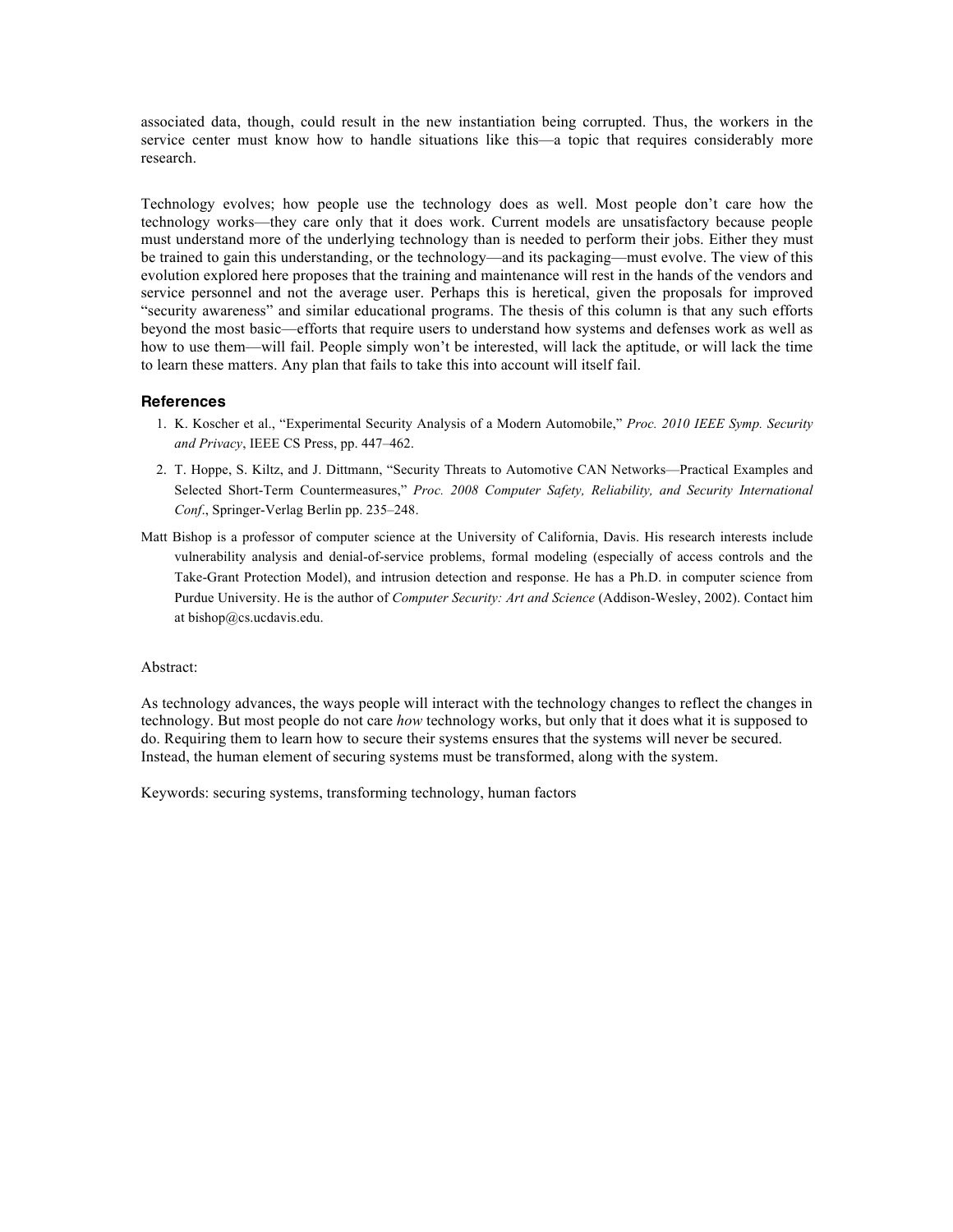associated data, though, could result in the new instantiation being corrupted. Thus, the workers in the service center must know how to handle situations like this—a topic that requires considerably more research.

Technology evolves; how people use the technology does as well. Most people don't care how the technology works—they care only that it does work. Current models are unsatisfactory because people must understand more of the underlying technology than is needed to perform their jobs. Either they must be trained to gain this understanding, or the technology—and its packaging—must evolve. The view of this evolution explored here proposes that the training and maintenance will rest in the hands of the vendors and service personnel and not the average user. Perhaps this is heretical, given the proposals for improved "security awareness" and similar educational programs. The thesis of this column is that any such efforts beyond the most basic—efforts that require users to understand how systems and defenses work as well as how to use them—will fail. People simply won't be interested, will lack the aptitude, or will lack the time to learn these matters. Any plan that fails to take this into account will itself fail.

### References

1. K. Koscher et al., "Experimental Security Analysis of a Modern Automobile," *Proc. 2010 IEEE Symp. Security and Privacy*, IEEE CS Press, pp. 447–462.
2. T. Hoppe, S. Kiltz, and J. Dittmann, "Security Threats to Automotive CAN Networks—Practical Examples and Selected Short-Term Countermeasures," *Proc. 2008 Computer Safety, Reliability, and Security International Conf.*, Springer-Verlag Berlin pp. 235–248.

Matt Bishop is a professor of computer science at the University of California, Davis. His research interests include vulnerability analysis and denial-of-service problems, formal modeling (especially of access controls and the Take-Grant Protection Model), and intrusion detection and response. He has a Ph.D. in computer science from Purdue University. He is the author of *Computer Security: Art and Science* (Addison-Wesley, 2002). Contact him at bishop@cs.ucdavis.edu.

Abstract:

As technology advances, the ways people will interact with the technology changes to reflect the changes in technology. But most people do not care *how* technology works, but only that it does what it is supposed to do. Requiring them to learn how to secure their systems ensures that the systems will never be secured. Instead, the human element of securing systems must be transformed, along with the system.

Keywords: securing systems, transforming technology, human factors